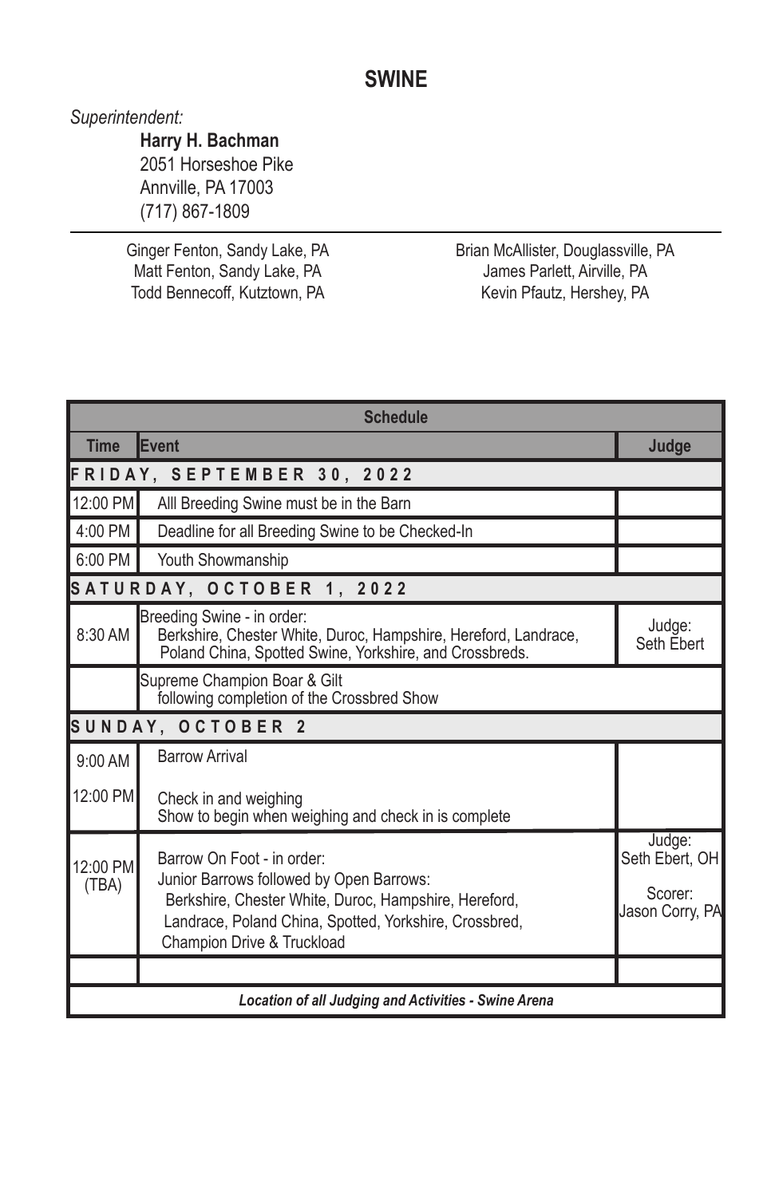# SWINE

*Superintendent:*

**Harry H. Bachman**
2051 Horseshoe Pike
Annville, PA 17003
(717) 867-1809

---

Ginger Fenton, Sandy Lake, PA
Matt Fenton, Sandy Lake, PA
Todd Bennecoff, Kutztown, PA
Brian McAllister, Douglassville, PA
James Parlett, Airville, PA
Kevin Pfautz, Hershey, PA

| Schedule | | |
|---|---|---|
| **Time** | **Event** | **Judge** |
| **FRIDAY, SEPTEMBER 30, 2022** | | |
| 12:00 PM | Alll Breeding Swine must be in the Barn | |
| 4:00 PM | Deadline for all Breeding Swine to be Checked-In | |
| 6:00 PM | Youth Showmanship | |
| **SATURDAY, OCTOBER 1, 2022** | | |
| 8:30 AM | Breeding Swine - in order: Berkshire, Chester White, Duroc, Hampshire, Hereford, Landrace, Poland China, Spotted Swine, Yorkshire, and Crossbreds. | Judge: Seth Ebert |
| | Supreme Champion Boar & Gilt following completion of the Crossbred Show | |
| **SUNDAY, OCTOBER 2** | | |
| 9:00 AM<br>12:00 PM | Barrow Arrival<br>Check in and weighing<br>Show to begin when weighing and check in is complete | |
| 12:00 PM (TBA) | Barrow On Foot - in order: Junior Barrows followed by Open Barrows: Berkshire, Chester White, Duroc, Hampshire, Hereford, Landrace, Poland China, Spotted, Yorkshire, Crossbred, Champion Drive & Truckload | Judge: Seth Ebert, OH<br>Scorer: Jason Corry, PA |
| | | |
| ***Location of all Judging and Activities - Swine Arena*** | | |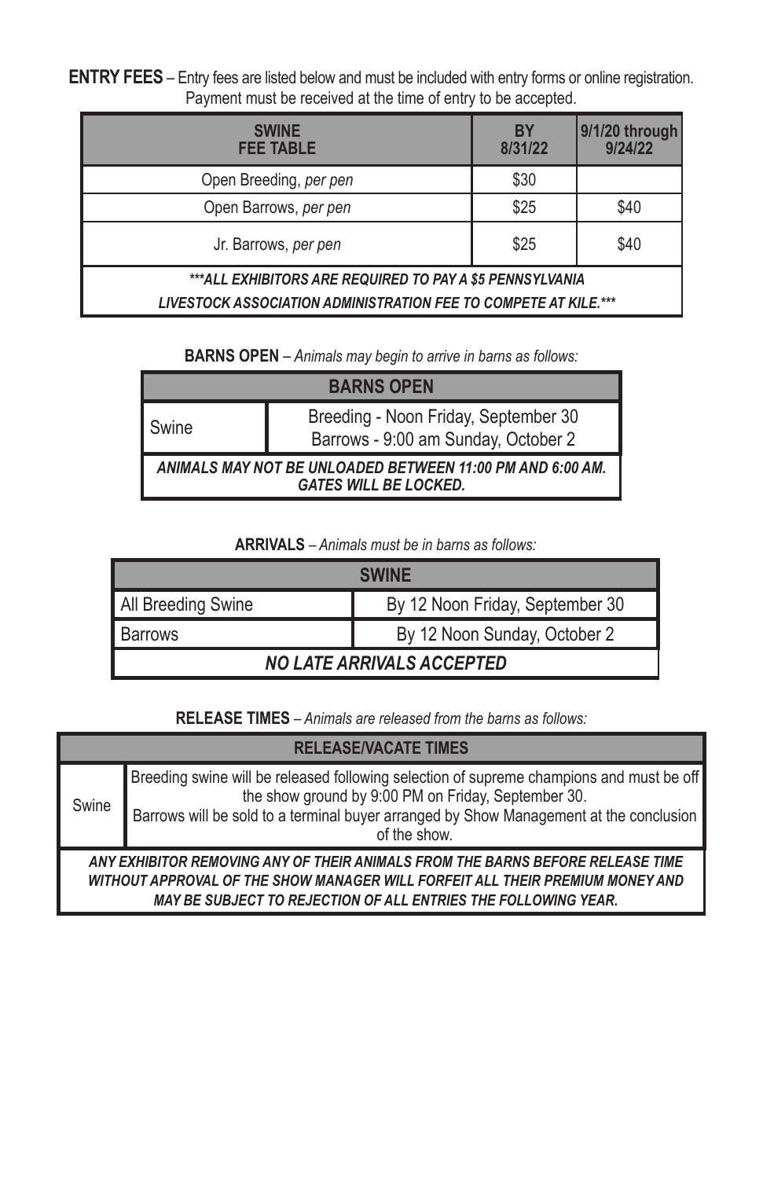**ENTRY FEES** – Entry fees are listed below and must be included with entry forms or online registration. Payment must be received at the time of entry to be accepted.

| SWINE FEE TABLE | BY 8/31/22 | 9/1/20 through 9/24/22 |
|---|---|---|
| Open Breeding, *per pen* | $30 | |
| Open Barrows, *per pen* | $25 | $40 |
| Jr. Barrows, *per pen* | $25 | $40 |
| ***\*\*\*ALL EXHIBITORS ARE REQUIRED TO PAY A $5 PENNSYLVANIA LIVESTOCK ASSOCIATION ADMINISTRATION FEE TO COMPETE AT KILE.\*\*\**** | | |

**BARNS OPEN** – *Animals may begin to arrive in barns as follows:*

| BARNS OPEN | |
|---|---|
| Swine | Breeding - Noon Friday, September 30<br>Barrows - 9:00 am Sunday, October 2 |
| ***ANIMALS MAY NOT BE UNLOADED BETWEEN 11:00 PM AND 6:00 AM. GATES WILL BE LOCKED.*** | |

**ARRIVALS** – *Animals must be in barns as follows:*

| SWINE | |
|---|---|
| All Breeding Swine | By 12 Noon Friday, September 30 |
| Barrows | By 12 Noon Sunday, October 2 |
| ***NO LATE ARRIVALS ACCEPTED*** | |

**RELEASE TIMES** – *Animals are released from the barns as follows:*

| RELEASE/VACATE TIMES | |
|---|---|
| Swine | Breeding swine will be released following selection of supreme champions and must be off the show ground by 9:00 PM on Friday, September 30.<br>Barrows will be sold to a terminal buyer arranged by Show Management at the conclusion of the show. |
| ***ANY EXHIBITOR REMOVING ANY OF THEIR ANIMALS FROM THE BARNS BEFORE RELEASE TIME WITHOUT APPROVAL OF THE SHOW MANAGER WILL FORFEIT ALL THEIR PREMIUM MONEY AND MAY BE SUBJECT TO REJECTION OF ALL ENTRIES THE FOLLOWING YEAR.*** | |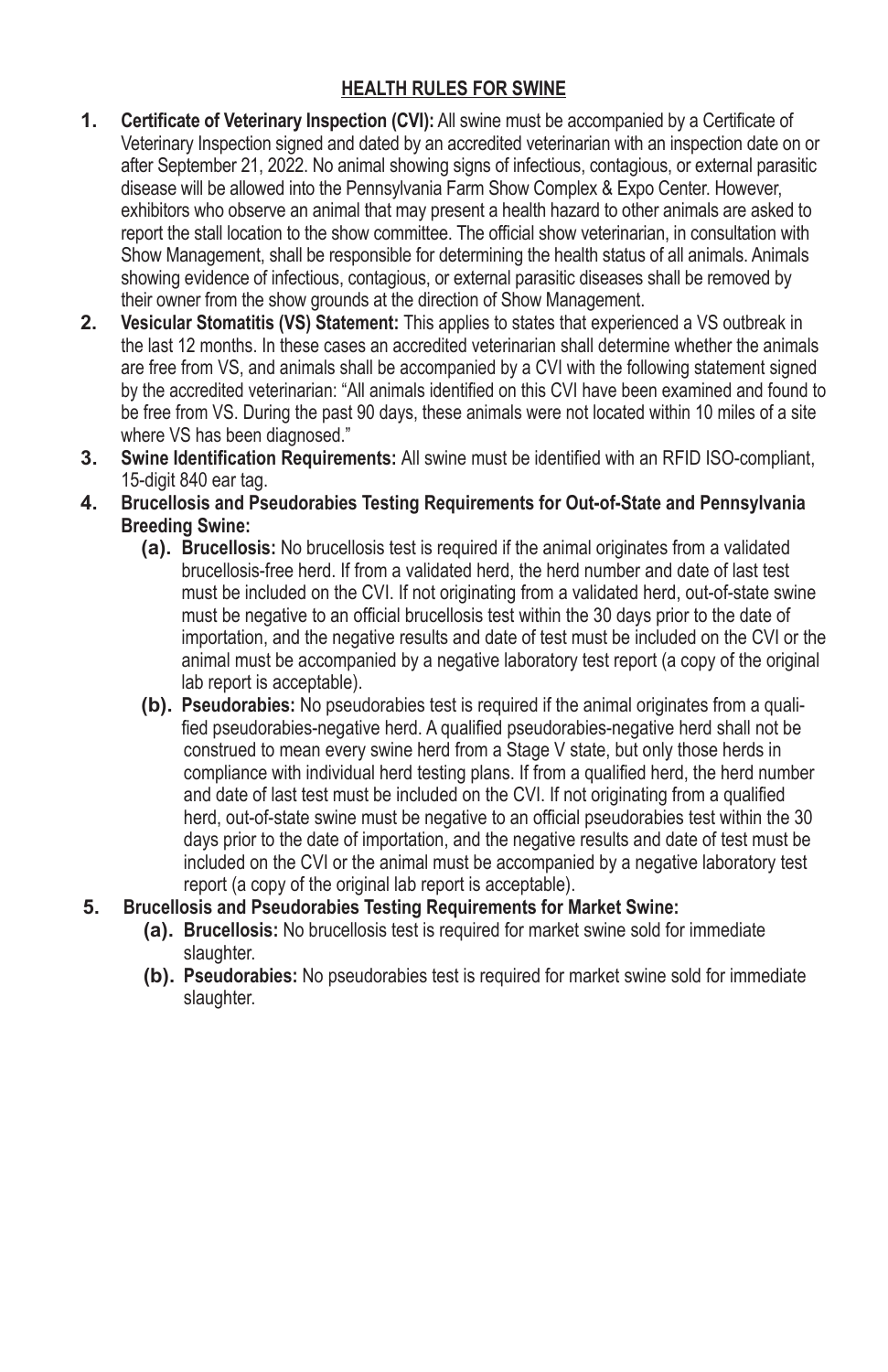## HEALTH RULES FOR SWINE

1. **Certificate of Veterinary Inspection (CVI):** All swine must be accompanied by a Certificate of Veterinary Inspection signed and dated by an accredited veterinarian with an inspection date on or after September 21, 2022. No animal showing signs of infectious, contagious, or external parasitic disease will be allowed into the Pennsylvania Farm Show Complex & Expo Center. However, exhibitors who observe an animal that may present a health hazard to other animals are asked to report the stall location to the show committee. The official show veterinarian, in consultation with Show Management, shall be responsible for determining the health status of all animals. Animals showing evidence of infectious, contagious, or external parasitic diseases shall be removed by their owner from the show grounds at the direction of Show Management.
2. **Vesicular Stomatitis (VS) Statement:** This applies to states that experienced a VS outbreak in the last 12 months. In these cases an accredited veterinarian shall determine whether the animals are free from VS, and animals shall be accompanied by a CVI with the following statement signed by the accredited veterinarian: "All animals identified on this CVI have been examined and found to be free from VS. During the past 90 days, these animals were not located within 10 miles of a site where VS has been diagnosed."
3. **Swine Identification Requirements:** All swine must be identified with an RFID ISO-compliant, 15-digit 840 ear tag.
4. **Brucellosis and Pseudorabies Testing Requirements for Out-of-State and Pennsylvania Breeding Swine:**
   - **(a). Brucellosis:** No brucellosis test is required if the animal originates from a validated brucellosis-free herd. If from a validated herd, the herd number and date of last test must be included on the CVI. If not originating from a validated herd, out-of-state swine must be negative to an official brucellosis test within the 30 days prior to the date of importation, and the negative results and date of test must be included on the CVI or the animal must be accompanied by a negative laboratory test report (a copy of the original lab report is acceptable).
   - **(b). Pseudorabies:** No pseudorabies test is required if the animal originates from a qualified pseudorabies-negative herd. A qualified pseudorabies-negative herd shall not be construed to mean every swine herd from a Stage V state, but only those herds in compliance with individual herd testing plans. If from a qualified herd, the herd number and date of last test must be included on the CVI. If not originating from a qualified herd, out-of-state swine must be negative to an official pseudorabies test within the 30 days prior to the date of importation, and the negative results and date of test must be included on the CVI or the animal must be accompanied by a negative laboratory test report (a copy of the original lab report is acceptable).
5. **Brucellosis and Pseudorabies Testing Requirements for Market Swine:**
   - **(a). Brucellosis:** No brucellosis test is required for market swine sold for immediate slaughter.
   - **(b). Pseudorabies:** No pseudorabies test is required for market swine sold for immediate slaughter.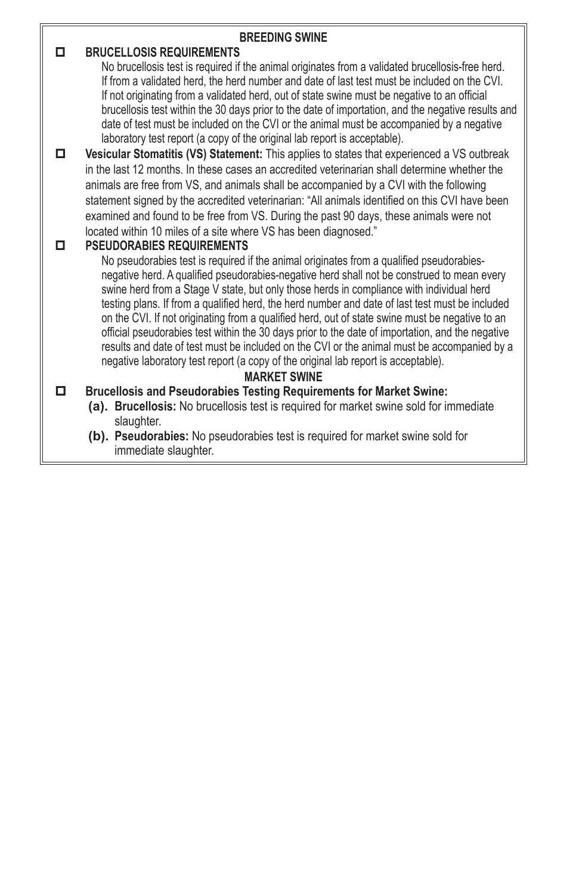## BREEDING SWINE

- ☐ **BRUCELLOSIS REQUIREMENTS**

  No brucellosis test is required if the animal originates from a validated brucellosis-free herd. If from a validated herd, the herd number and date of last test must be included on the CVI. If not originating from a validated herd, out of state swine must be negative to an official brucellosis test within the 30 days prior to the date of importation, and the negative results and date of test must be included on the CVI or the animal must be accompanied by a negative laboratory test report (a copy of the original lab report is acceptable).

- ☐ **Vesicular Stomatitis (VS) Statement:** This applies to states that experienced a VS outbreak in the last 12 months. In these cases an accredited veterinarian shall determine whether the animals are free from VS, and animals shall be accompanied by a CVI with the following statement signed by the accredited veterinarian: "All animals identified on this CVI have been examined and found to be free from VS. During the past 90 days, these animals were not located within 10 miles of a site where VS has been diagnosed."

- ☐ **PSEUDORABIES REQUIREMENTS**

  No pseudorabies test is required if the animal originates from a qualified pseudorabies-negative herd. A qualified pseudorabies-negative herd shall not be construed to mean every swine herd from a Stage V state, but only those herds in compliance with individual herd testing plans. If from a qualified herd, the herd number and date of last test must be included on the CVI. If not originating from a qualified herd, out of state swine must be negative to an official pseudorabies test within the 30 days prior to the date of importation, and the negative results and date of test must be included on the CVI or the animal must be accompanied by a negative laboratory test report (a copy of the original lab report is acceptable).

## MARKET SWINE

- ☐ **Brucellosis and Pseudorabies Testing Requirements for Market Swine:**

  **(a). Brucellosis:** No brucellosis test is required for market swine sold for immediate slaughter.

  **(b). Pseudorabies:** No pseudorabies test is required for market swine sold for immediate slaughter.